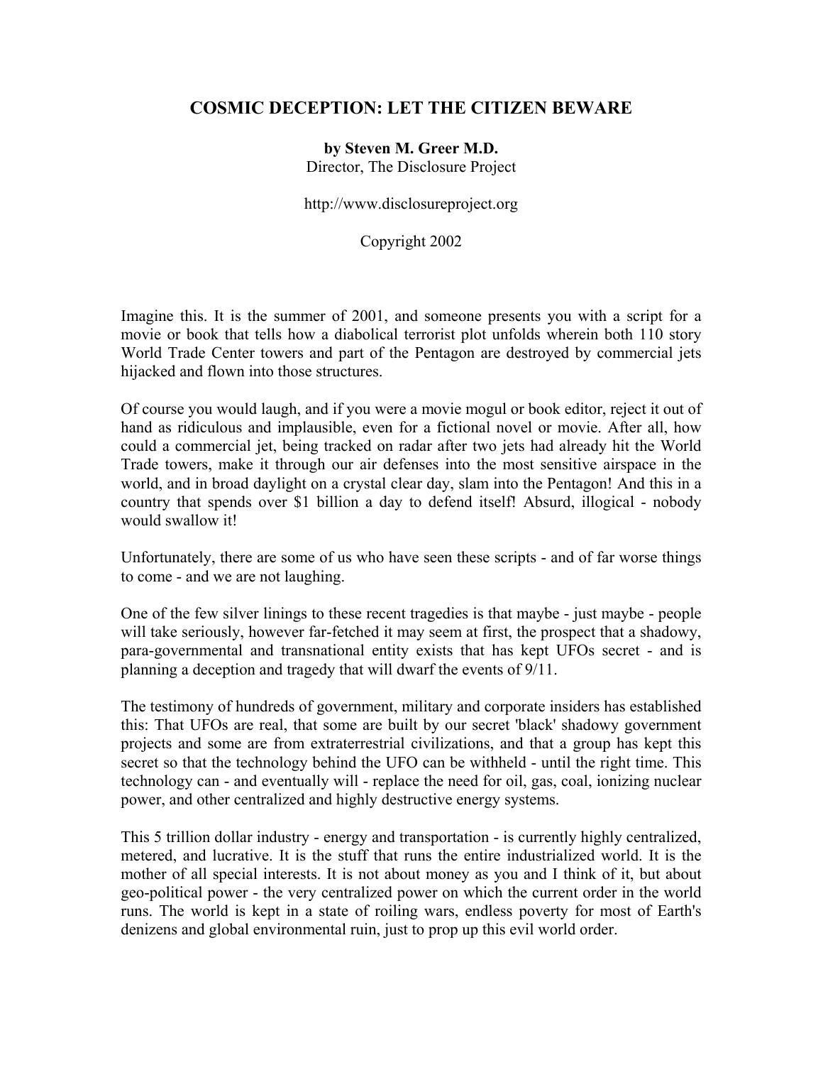# COSMIC DECEPTION: LET THE CITIZEN BEWARE

**by Steven M. Greer M.D.**
Director, The Disclosure Project

http://www.disclosureproject.org

Copyright 2002

Imagine this. It is the summer of 2001, and someone presents you with a script for a movie or book that tells how a diabolical terrorist plot unfolds wherein both 110 story World Trade Center towers and part of the Pentagon are destroyed by commercial jets hijacked and flown into those structures.

Of course you would laugh, and if you were a movie mogul or book editor, reject it out of hand as ridiculous and implausible, even for a fictional novel or movie. After all, how could a commercial jet, being tracked on radar after two jets had already hit the World Trade towers, make it through our air defenses into the most sensitive airspace in the world, and in broad daylight on a crystal clear day, slam into the Pentagon! And this in a country that spends over $1 billion a day to defend itself! Absurd, illogical - nobody would swallow it!

Unfortunately, there are some of us who have seen these scripts - and of far worse things to come - and we are not laughing.

One of the few silver linings to these recent tragedies is that maybe - just maybe - people will take seriously, however far-fetched it may seem at first, the prospect that a shadowy, para-governmental and transnational entity exists that has kept UFOs secret - and is planning a deception and tragedy that will dwarf the events of 9/11.

The testimony of hundreds of government, military and corporate insiders has established this: That UFOs are real, that some are built by our secret 'black' shadowy government projects and some are from extraterrestrial civilizations, and that a group has kept this secret so that the technology behind the UFO can be withheld - until the right time. This technology can - and eventually will - replace the need for oil, gas, coal, ionizing nuclear power, and other centralized and highly destructive energy systems.

This 5 trillion dollar industry - energy and transportation - is currently highly centralized, metered, and lucrative. It is the stuff that runs the entire industrialized world. It is the mother of all special interests. It is not about money as you and I think of it, but about geo-political power - the very centralized power on which the current order in the world runs. The world is kept in a state of roiling wars, endless poverty for most of Earth's denizens and global environmental ruin, just to prop up this evil world order.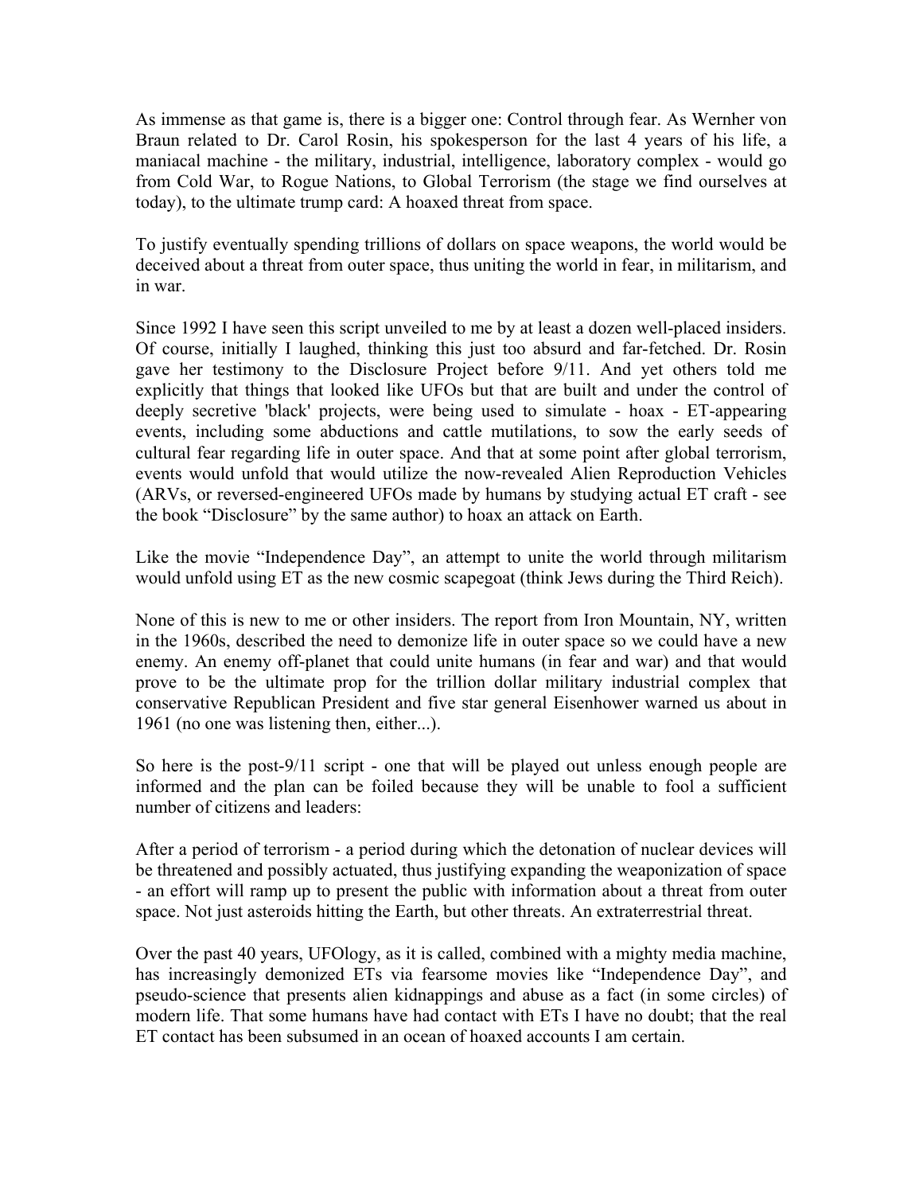As immense as that game is, there is a bigger one: Control through fear. As Wernher von Braun related to Dr. Carol Rosin, his spokesperson for the last 4 years of his life, a maniacal machine - the military, industrial, intelligence, laboratory complex - would go from Cold War, to Rogue Nations, to Global Terrorism (the stage we find ourselves at today), to the ultimate trump card: A hoaxed threat from space.

To justify eventually spending trillions of dollars on space weapons, the world would be deceived about a threat from outer space, thus uniting the world in fear, in militarism, and in war.

Since 1992 I have seen this script unveiled to me by at least a dozen well-placed insiders. Of course, initially I laughed, thinking this just too absurd and far-fetched. Dr. Rosin gave her testimony to the Disclosure Project before 9/11. And yet others told me explicitly that things that looked like UFOs but that are built and under the control of deeply secretive 'black' projects, were being used to simulate - hoax - ET-appearing events, including some abductions and cattle mutilations, to sow the early seeds of cultural fear regarding life in outer space. And that at some point after global terrorism, events would unfold that would utilize the now-revealed Alien Reproduction Vehicles (ARVs, or reversed-engineered UFOs made by humans by studying actual ET craft - see the book "Disclosure" by the same author) to hoax an attack on Earth.

Like the movie "Independence Day", an attempt to unite the world through militarism would unfold using ET as the new cosmic scapegoat (think Jews during the Third Reich).

None of this is new to me or other insiders. The report from Iron Mountain, NY, written in the 1960s, described the need to demonize life in outer space so we could have a new enemy. An enemy off-planet that could unite humans (in fear and war) and that would prove to be the ultimate prop for the trillion dollar military industrial complex that conservative Republican President and five star general Eisenhower warned us about in 1961 (no one was listening then, either...).

So here is the post-9/11 script - one that will be played out unless enough people are informed and the plan can be foiled because they will be unable to fool a sufficient number of citizens and leaders:

After a period of terrorism - a period during which the detonation of nuclear devices will be threatened and possibly actuated, thus justifying expanding the weaponization of space - an effort will ramp up to present the public with information about a threat from outer space. Not just asteroids hitting the Earth, but other threats. An extraterrestrial threat.

Over the past 40 years, UFOlogy, as it is called, combined with a mighty media machine, has increasingly demonized ETs via fearsome movies like "Independence Day", and pseudo-science that presents alien kidnappings and abuse as a fact (in some circles) of modern life. That some humans have had contact with ETs I have no doubt; that the real ET contact has been subsumed in an ocean of hoaxed accounts I am certain.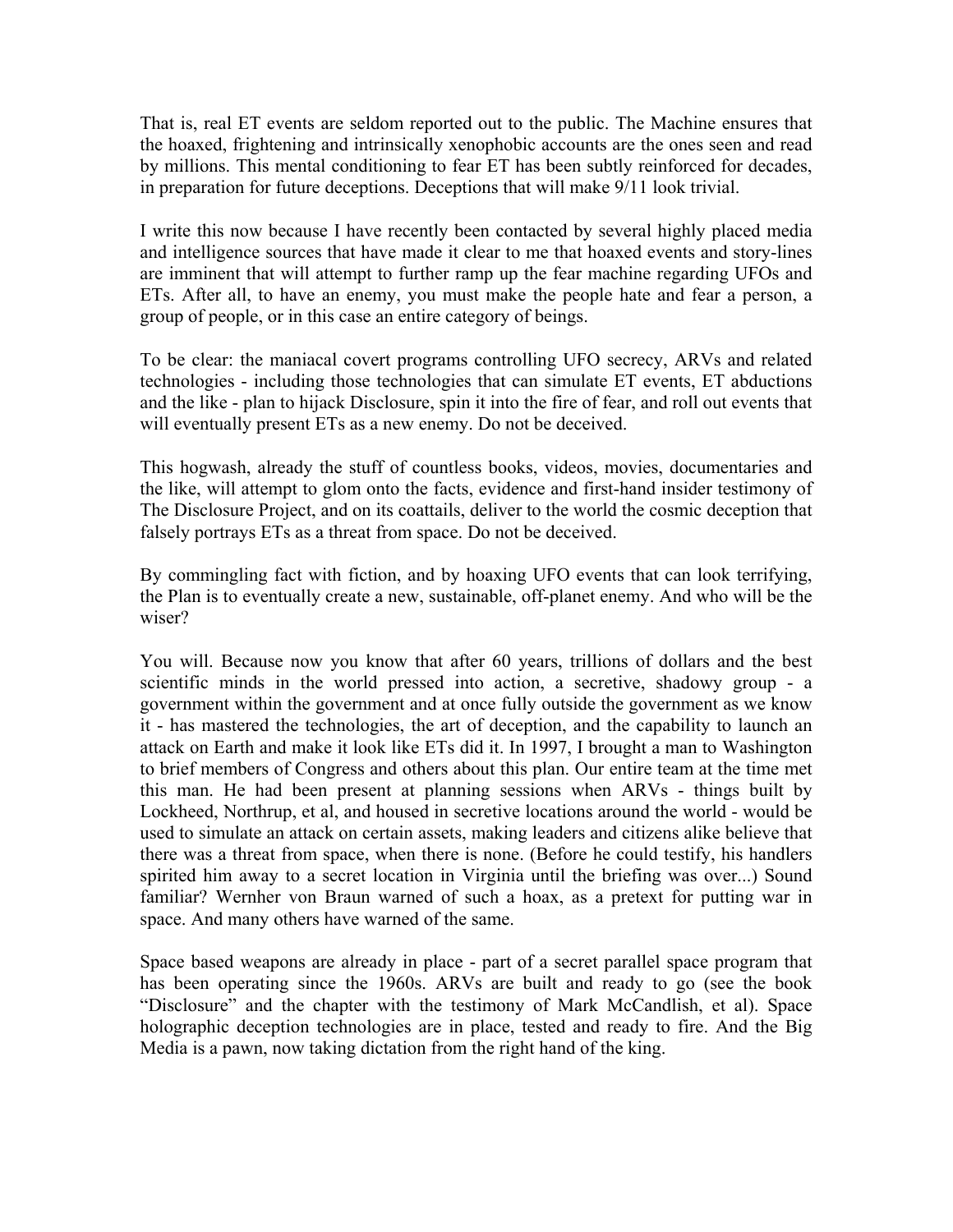That is, real ET events are seldom reported out to the public. The Machine ensures that the hoaxed, frightening and intrinsically xenophobic accounts are the ones seen and read by millions. This mental conditioning to fear ET has been subtly reinforced for decades, in preparation for future deceptions. Deceptions that will make 9/11 look trivial.

I write this now because I have recently been contacted by several highly placed media and intelligence sources that have made it clear to me that hoaxed events and story-lines are imminent that will attempt to further ramp up the fear machine regarding UFOs and ETs. After all, to have an enemy, you must make the people hate and fear a person, a group of people, or in this case an entire category of beings.

To be clear: the maniacal covert programs controlling UFO secrecy, ARVs and related technologies - including those technologies that can simulate ET events, ET abductions and the like - plan to hijack Disclosure, spin it into the fire of fear, and roll out events that will eventually present ETs as a new enemy. Do not be deceived.

This hogwash, already the stuff of countless books, videos, movies, documentaries and the like, will attempt to glom onto the facts, evidence and first-hand insider testimony of The Disclosure Project, and on its coattails, deliver to the world the cosmic deception that falsely portrays ETs as a threat from space. Do not be deceived.

By commingling fact with fiction, and by hoaxing UFO events that can look terrifying, the Plan is to eventually create a new, sustainable, off-planet enemy. And who will be the wiser?

You will. Because now you know that after 60 years, trillions of dollars and the best scientific minds in the world pressed into action, a secretive, shadowy group - a government within the government and at once fully outside the government as we know it - has mastered the technologies, the art of deception, and the capability to launch an attack on Earth and make it look like ETs did it. In 1997, I brought a man to Washington to brief members of Congress and others about this plan. Our entire team at the time met this man. He had been present at planning sessions when ARVs - things built by Lockheed, Northrup, et al, and housed in secretive locations around the world - would be used to simulate an attack on certain assets, making leaders and citizens alike believe that there was a threat from space, when there is none. (Before he could testify, his handlers spirited him away to a secret location in Virginia until the briefing was over...) Sound familiar? Wernher von Braun warned of such a hoax, as a pretext for putting war in space. And many others have warned of the same.

Space based weapons are already in place - part of a secret parallel space program that has been operating since the 1960s. ARVs are built and ready to go (see the book "Disclosure" and the chapter with the testimony of Mark McCandlish, et al). Space holographic deception technologies are in place, tested and ready to fire. And the Big Media is a pawn, now taking dictation from the right hand of the king.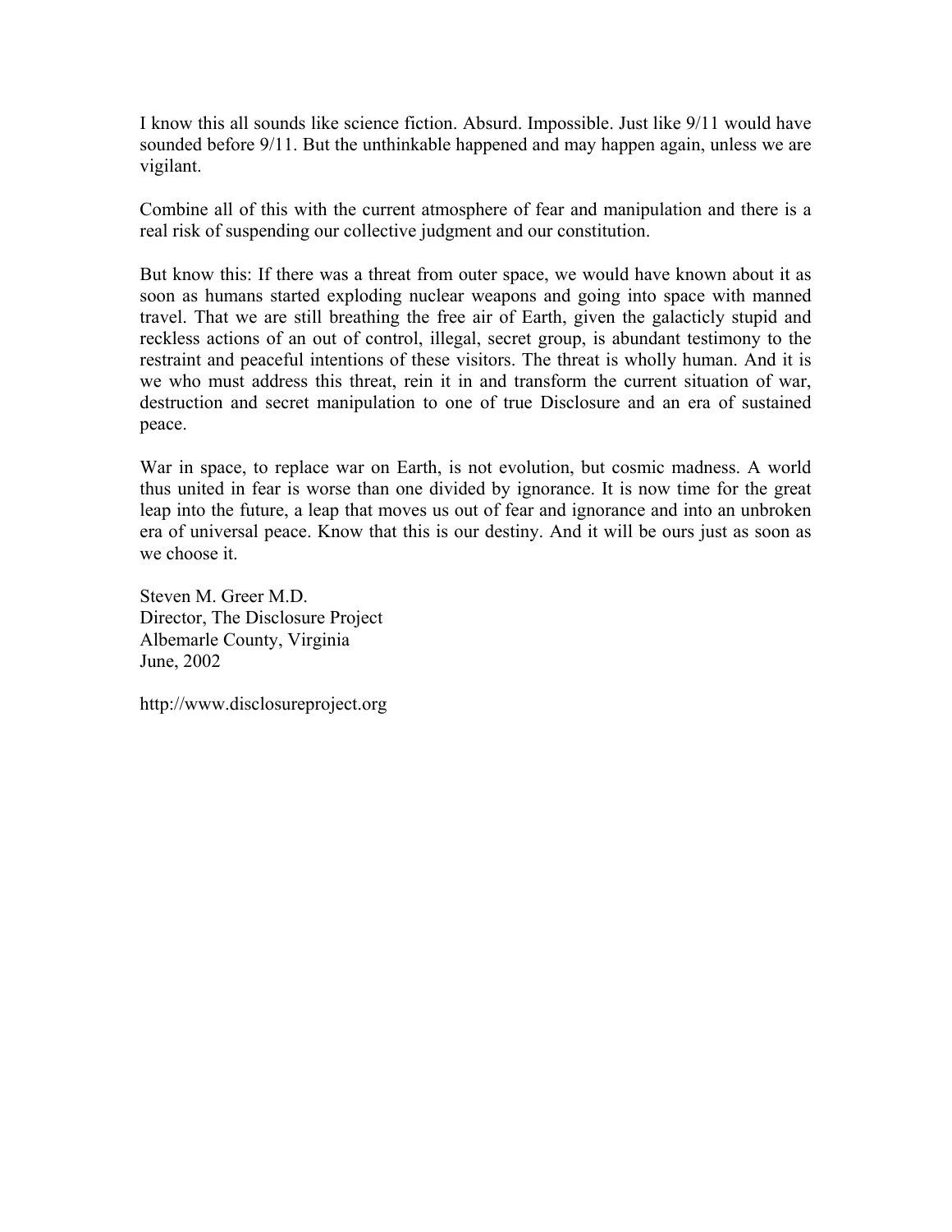I know this all sounds like science fiction. Absurd. Impossible. Just like 9/11 would have sounded before 9/11. But the unthinkable happened and may happen again, unless we are vigilant.

Combine all of this with the current atmosphere of fear and manipulation and there is a real risk of suspending our collective judgment and our constitution.

But know this: If there was a threat from outer space, we would have known about it as soon as humans started exploding nuclear weapons and going into space with manned travel. That we are still breathing the free air of Earth, given the galacticly stupid and reckless actions of an out of control, illegal, secret group, is abundant testimony to the restraint and peaceful intentions of these visitors. The threat is wholly human. And it is we who must address this threat, rein it in and transform the current situation of war, destruction and secret manipulation to one of true Disclosure and an era of sustained peace.

War in space, to replace war on Earth, is not evolution, but cosmic madness. A world thus united in fear is worse than one divided by ignorance. It is now time for the great leap into the future, a leap that moves us out of fear and ignorance and into an unbroken era of universal peace. Know that this is our destiny. And it will be ours just as soon as we choose it.

Steven M. Greer M.D.
Director, The Disclosure Project
Albemarle County, Virginia
June, 2002

http://www.disclosureproject.org